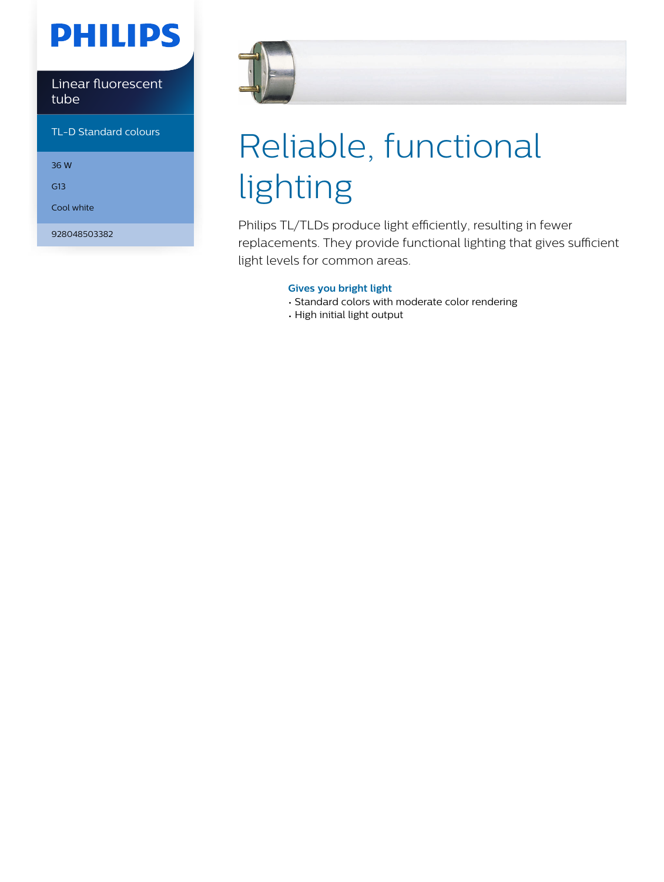PHILIPS

Linear fluorescent tube

TL-D Standard colours

36 W

G13

Cool white

928048503382

# Reliable, functional lighting

Philips TL/TLDs produce light efficiently, resulting in fewer replacements. They provide functional lighting that gives sufficient light levels for common areas.

### Gives you bright light

- Standard colors with moderate color rendering
- High initial light output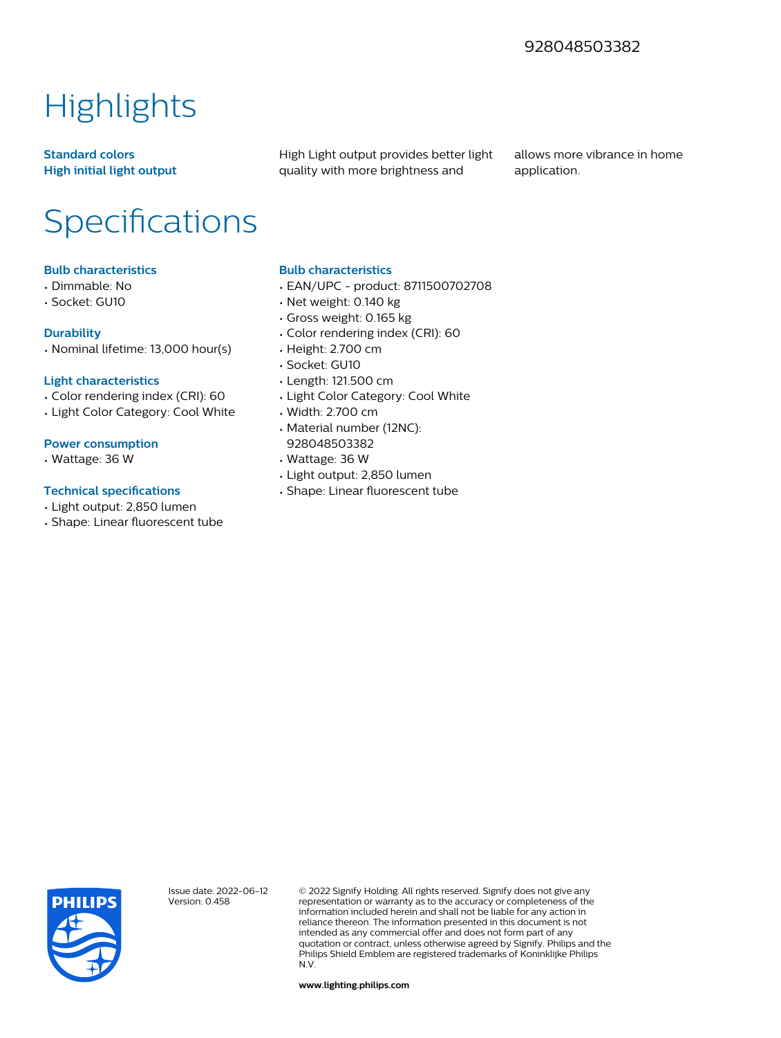928048503382

# Highlights

**Standard colors**
**High initial light output**

High Light output provides better light quality with more brightness and allows more vibrance in home application.

# Specifications

### Bulb characteristics
- Dimmable: No
- Socket: GU10

### Durability
- Nominal lifetime: 13,000 hour(s)

### Light characteristics
- Color rendering index (CRI): 60
- Light Color Category: Cool White

### Power consumption
- Wattage: 36 W

### Technical specifications
- Light output: 2,850 lumen
- Shape: Linear fluorescent tube

### Bulb characteristics
- EAN/UPC - product: 8711500702708
- Net weight: 0.140 kg
- Gross weight: 0.165 kg
- Color rendering index (CRI): 60
- Height: 2.700 cm
- Socket: GU10
- Length: 121.500 cm
- Light Color Category: Cool White
- Width: 2.700 cm
- Material number (12NC): 928048503382
- Wattage: 36 W
- Light output: 2,850 lumen
- Shape: Linear fluorescent tube

Issue date: 2022-06-12
Version: 0.458

© 2022 Signify Holding. All rights reserved. Signify does not give any representation or warranty as to the accuracy or completeness of the information included herein and shall not be liable for any action in reliance thereon. The information presented in this document is not intended as any commercial offer and does not form part of any quotation or contract, unless otherwise agreed by Signify. Philips and the Philips Shield Emblem are registered trademarks of Koninklijke Philips N.V.

**www.lighting.philips.com**